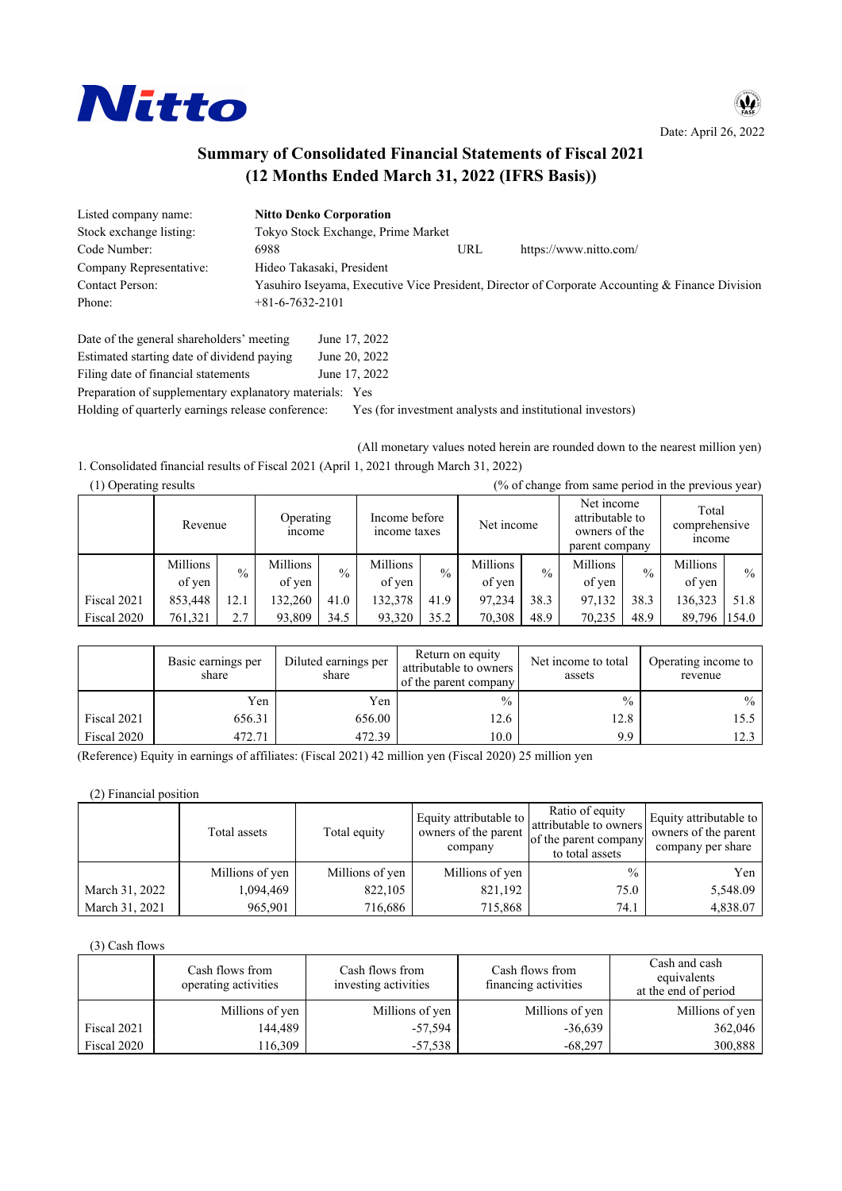Nitto

Date: April 26, 2022

# Summary of Consolidated Financial Statements of Fiscal 2021
## (12 Months Ended March 31, 2022 (IFRS Basis))

| | | | |
|---|---|---|---|
| Listed company name: | **Nitto Denko Corporation** | | |
| Stock exchange listing: | Tokyo Stock Exchange, Prime Market | | |
| Code Number: | 6988 | URL | https://www.nitto.com/ |
| Company Representative: | Hideo Takasaki, President | | |
| Contact Person: | Yasuhiro Iseyama, Executive Vice President, Director of Corporate Accounting & Finance Division | | |
| Phone: | +81-6-7632-2101 | | |

Date of the general shareholders' meeting: June 17, 2022
Estimated starting date of dividend paying: June 20, 2022
Filing date of financial statements: June 17, 2022
Preparation of supplementary explanatory materials: Yes
Holding of quarterly earnings release conference: Yes (for investment analysts and institutional investors)

(All monetary values noted herein are rounded down to the nearest million yen)

1. Consolidated financial results of Fiscal 2021 (April 1, 2021 through March 31, 2022)

(1) Operating results (% of change from same period in the previous year)

| | Revenue | | Operating income | | Income before income taxes | | Net income | | Net income attributable to owners of the parent company | | Total comprehensive income | |
|---|---|---|---|---|---|---|---|---|---|---|---|---|
| | Millions of yen | % | Millions of yen | % | Millions of yen | % | Millions of yen | % | Millions of yen | % | Millions of yen | % |
| Fiscal 2021 | 853,448 | 12.1 | 132,260 | 41.0 | 132,378 | 41.9 | 97,234 | 38.3 | 97,132 | 38.3 | 136,323 | 51.8 |
| Fiscal 2020 | 761,321 | 2.7 | 93,809 | 34.5 | 93,320 | 35.2 | 70,308 | 48.9 | 70,235 | 48.9 | 89,796 | 154.0 |

| | Basic earnings per share | Diluted earnings per share | Return on equity attributable to owners of the parent company | Net income to total assets | Operating income to revenue |
|---|---|---|---|---|---|
| | Yen | Yen | % | % | % |
| Fiscal 2021 | 656.31 | 656.00 | 12.6 | 12.8 | 15.5 |
| Fiscal 2020 | 472.71 | 472.39 | 10.0 | 9.9 | 12.3 |

(Reference) Equity in earnings of affiliates: (Fiscal 2021) 42 million yen (Fiscal 2020) 25 million yen

(2) Financial position

| | Total assets | Total equity | Equity attributable to owners of the parent company | Ratio of equity attributable to owners of the parent company to total assets | Equity attributable to owners of the parent company per share |
|---|---|---|---|---|---|
| | Millions of yen | Millions of yen | Millions of yen | % | Yen |
| March 31, 2022 | 1,094,469 | 822,105 | 821,192 | 75.0 | 5,548.09 |
| March 31, 2021 | 965,901 | 716,686 | 715,868 | 74.1 | 4,838.07 |

(3) Cash flows

| | Cash flows from operating activities | Cash flows from investing activities | Cash flows from financing activities | Cash and cash equivalents at the end of period |
|---|---|---|---|---|
| | Millions of yen | Millions of yen | Millions of yen | Millions of yen |
| Fiscal 2021 | 144,489 | -57,594 | -36,639 | 362,046 |
| Fiscal 2020 | 116,309 | -57,538 | -68,297 | 300,888 |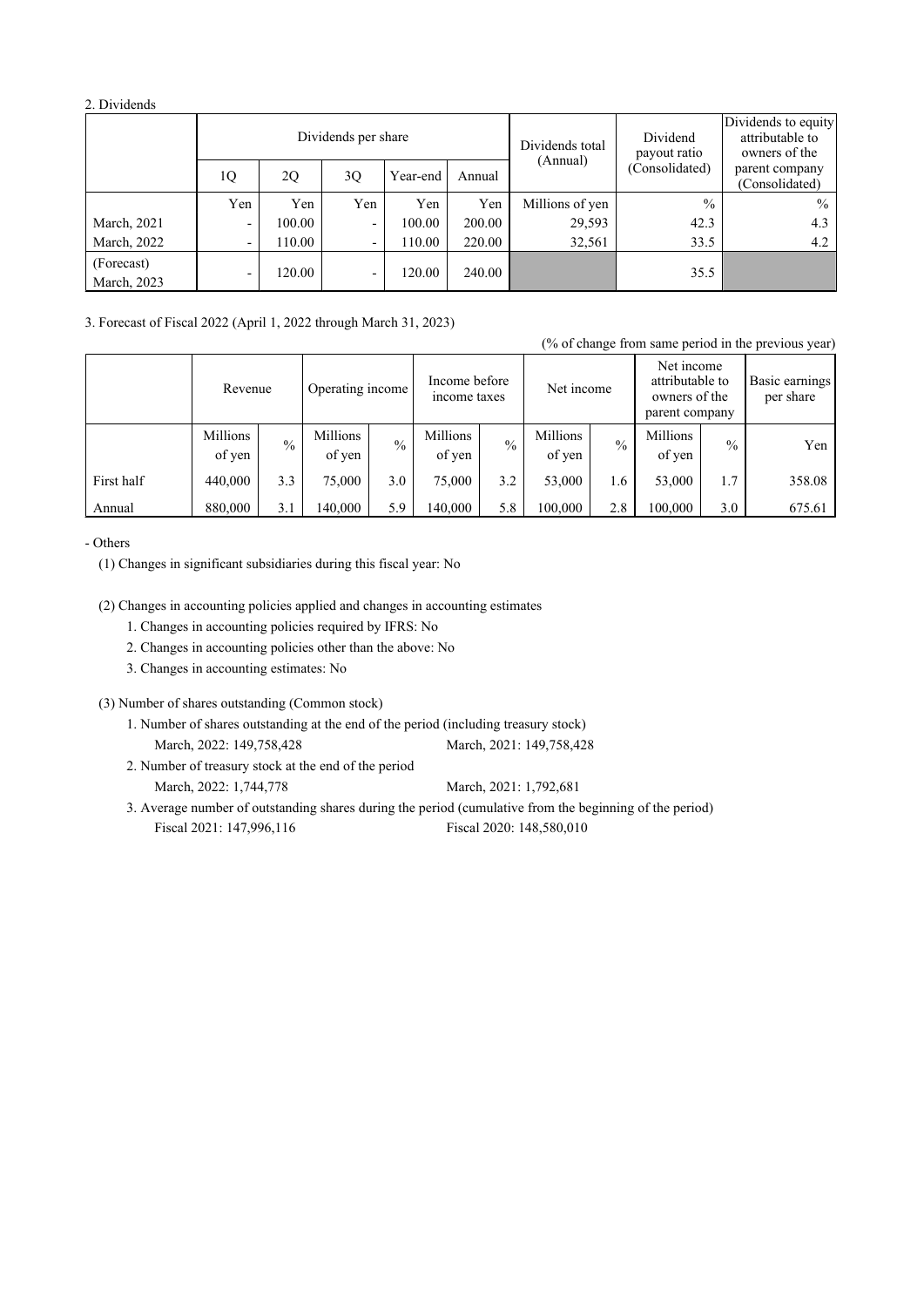2. Dividends

| | Dividends per share | | | | | Dividends total (Annual) | Dividend payout ratio (Consolidated) | Dividends to equity attributable to owners of the parent company (Consolidated) |
|---|---|---|---|---|---|---|---|---|
| | 1Q | 2Q | 3Q | Year-end | Annual | | | |
| | Yen | Yen | Yen | Yen | Yen | Millions of yen | % | % |
| March, 2021 | - | 100.00 | - | 100.00 | 200.00 | 29,593 | 42.3 | 4.3 |
| March, 2022 | - | 110.00 | - | 110.00 | 220.00 | 32,561 | 33.5 | 4.2 |
| (Forecast) March, 2023 | - | 120.00 | - | 120.00 | 240.00 | | 35.5 | |

3. Forecast of Fiscal 2022 (April 1, 2022 through March 31, 2023)

(% of change from same period in the previous year)

| | Revenue | | Operating income | | Income before income taxes | | Net income | | Net income attributable to owners of the parent company | | Basic earnings per share |
|---|---|---|---|---|---|---|---|---|---|---|---|
| | Millions of yen | % | Millions of yen | % | Millions of yen | % | Millions of yen | % | Millions of yen | % | Yen |
| First half | 440,000 | 3.3 | 75,000 | 3.0 | 75,000 | 3.2 | 53,000 | 1.6 | 53,000 | 1.7 | 358.08 |
| Annual | 880,000 | 3.1 | 140,000 | 5.9 | 140,000 | 5.8 | 100,000 | 2.8 | 100,000 | 3.0 | 675.61 |

- Others

(1) Changes in significant subsidiaries during this fiscal year: No

(2) Changes in accounting policies applied and changes in accounting estimates

1. Changes in accounting policies required by IFRS: No
2. Changes in accounting policies other than the above: No
3. Changes in accounting estimates: No

(3) Number of shares outstanding (Common stock)

1. Number of shares outstanding at the end of the period (including treasury stock)
   March, 2022: 149,758,428 March, 2021: 149,758,428
2. Number of treasury stock at the end of the period
   March, 2022: 1,744,778 March, 2021: 1,792,681
3. Average number of outstanding shares during the period (cumulative from the beginning of the period)
   Fiscal 2021: 147,996,116 Fiscal 2020: 148,580,010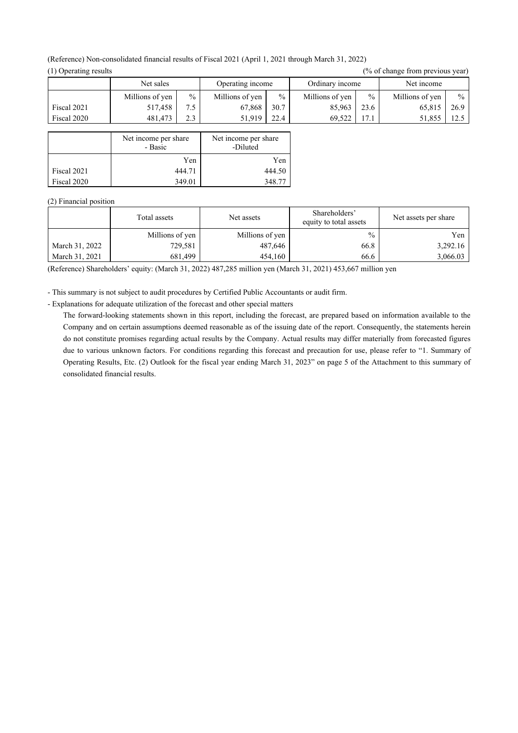(Reference) Non-consolidated financial results of Fiscal 2021 (April 1, 2021 through March 31, 2022)

(1) Operating results (% of change from previous year)

| | Net sales | | Operating income | | Ordinary income | | Net income | |
|---|---|---|---|---|---|---|---|---|
| | Millions of yen | % | Millions of yen | % | Millions of yen | % | Millions of yen | % |
| Fiscal 2021 | 517,458 | 7.5 | 67,868 | 30.7 | 85,963 | 23.6 | 65,815 | 26.9 |
| Fiscal 2020 | 481,473 | 2.3 | 51,919 | 22.4 | 69,522 | 17.1 | 51,855 | 12.5 |

| | Net income per share - Basic | Net income per share -Diluted |
|---|---|---|
| | Yen | Yen |
| Fiscal 2021 | 444.71 | 444.50 |
| Fiscal 2020 | 349.01 | 348.77 |

(2) Financial position

| | Total assets | Net assets | Shareholders' equity to total assets | Net assets per share |
|---|---|---|---|---|
| | Millions of yen | Millions of yen | % | Yen |
| March 31, 2022 | 729,581 | 487,646 | 66.8 | 3,292.16 |
| March 31, 2021 | 681,499 | 454,160 | 66.6 | 3,066.03 |

(Reference) Shareholders' equity: (March 31, 2022) 487,285 million yen (March 31, 2021) 453,667 million yen

- This summary is not subject to audit procedures by Certified Public Accountants or audit firm.
- Explanations for adequate utilization of the forecast and other special matters

  The forward-looking statements shown in this report, including the forecast, are prepared based on information available to the Company and on certain assumptions deemed reasonable as of the issuing date of the report. Consequently, the statements herein do not constitute promises regarding actual results by the Company. Actual results may differ materially from forecasted figures due to various unknown factors. For conditions regarding this forecast and precaution for use, please refer to "1. Summary of Operating Results, Etc. (2) Outlook for the fiscal year ending March 31, 2023" on page 5 of the Attachment to this summary of consolidated financial results.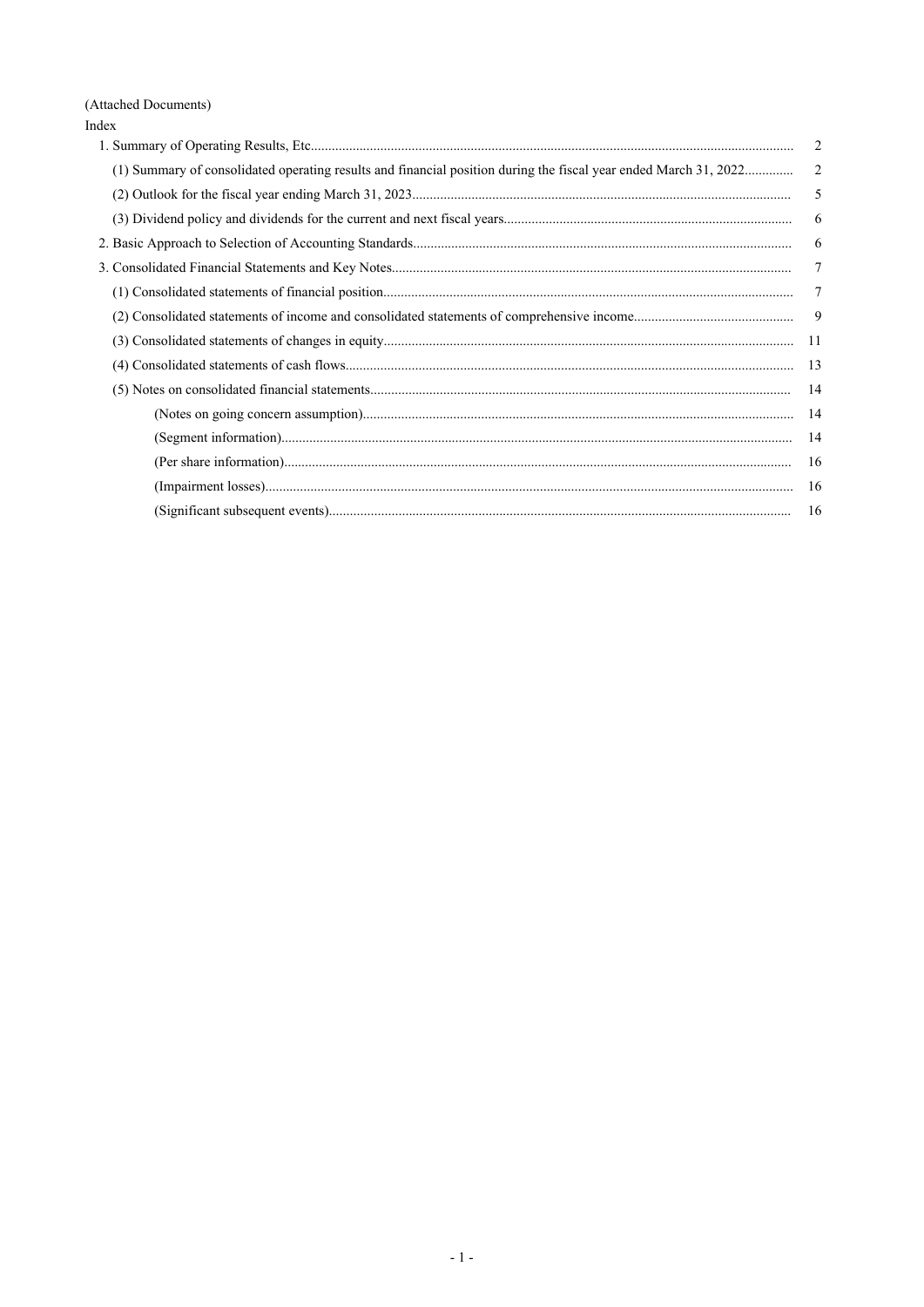(Attached Documents)

Index

| | |
|---|---|
| 1. Summary of Operating Results, Etc. | 2 |
| (1) Summary of consolidated operating results and financial position during the fiscal year ended March 31, 2022 | 2 |
| (2) Outlook for the fiscal year ending March 31, 2023 | 5 |
| (3) Dividend policy and dividends for the current and next fiscal years | 6 |
| 2. Basic Approach to Selection of Accounting Standards | 6 |
| 3. Consolidated Financial Statements and Key Notes | 7 |
| (1) Consolidated statements of financial position | 7 |
| (2) Consolidated statements of income and consolidated statements of comprehensive income | 9 |
| (3) Consolidated statements of changes in equity | 11 |
| (4) Consolidated statements of cash flows | 13 |
| (5) Notes on consolidated financial statements | 14 |
| (Notes on going concern assumption) | 14 |
| (Segment information) | 14 |
| (Per share information) | 16 |
| (Impairment losses) | 16 |
| (Significant subsequent events) | 16 |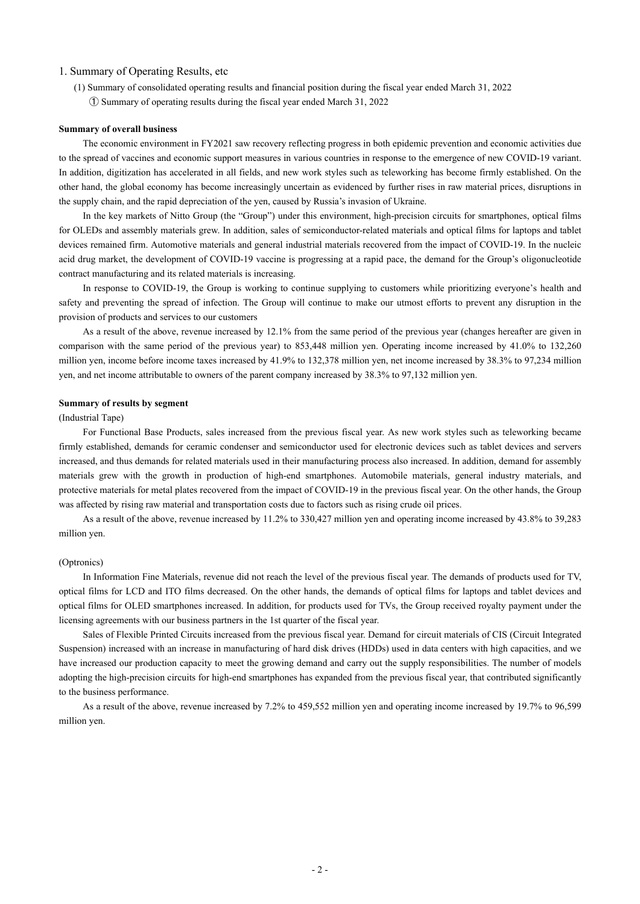## 1. Summary of Operating Results, etc

(1) Summary of consolidated operating results and financial position during the fiscal year ended March 31, 2022

① Summary of operating results during the fiscal year ended March 31, 2022

**Summary of overall business**

The economic environment in FY2021 saw recovery reflecting progress in both epidemic prevention and economic activities due to the spread of vaccines and economic support measures in various countries in response to the emergence of new COVID-19 variant. In addition, digitization has accelerated in all fields, and new work styles such as teleworking has become firmly established. On the other hand, the global economy has become increasingly uncertain as evidenced by further rises in raw material prices, disruptions in the supply chain, and the rapid depreciation of the yen, caused by Russia's invasion of Ukraine.

In the key markets of Nitto Group (the "Group") under this environment, high-precision circuits for smartphones, optical films for OLEDs and assembly materials grew. In addition, sales of semiconductor-related materials and optical films for laptops and tablet devices remained firm. Automotive materials and general industrial materials recovered from the impact of COVID-19. In the nucleic acid drug market, the development of COVID-19 vaccine is progressing at a rapid pace, the demand for the Group's oligonucleotide contract manufacturing and its related materials is increasing.

In response to COVID-19, the Group is working to continue supplying to customers while prioritizing everyone's health and safety and preventing the spread of infection. The Group will continue to make our utmost efforts to prevent any disruption in the provision of products and services to our customers

As a result of the above, revenue increased by 12.1% from the same period of the previous year (changes hereafter are given in comparison with the same period of the previous year) to 853,448 million yen. Operating income increased by 41.0% to 132,260 million yen, income before income taxes increased by 41.9% to 132,378 million yen, net income increased by 38.3% to 97,234 million yen, and net income attributable to owners of the parent company increased by 38.3% to 97,132 million yen.

**Summary of results by segment**

(Industrial Tape)

For Functional Base Products, sales increased from the previous fiscal year. As new work styles such as teleworking became firmly established, demands for ceramic condenser and semiconductor used for electronic devices such as tablet devices and servers increased, and thus demands for related materials used in their manufacturing process also increased. In addition, demand for assembly materials grew with the growth in production of high-end smartphones. Automobile materials, general industry materials, and protective materials for metal plates recovered from the impact of COVID-19 in the previous fiscal year. On the other hands, the Group was affected by rising raw material and transportation costs due to factors such as rising crude oil prices.

As a result of the above, revenue increased by 11.2% to 330,427 million yen and operating income increased by 43.8% to 39,283 million yen.

(Optronics)

In Information Fine Materials, revenue did not reach the level of the previous fiscal year. The demands of products used for TV, optical films for LCD and ITO films decreased. On the other hands, the demands of optical films for laptops and tablet devices and optical films for OLED smartphones increased. In addition, for products used for TVs, the Group received royalty payment under the licensing agreements with our business partners in the 1st quarter of the fiscal year.

Sales of Flexible Printed Circuits increased from the previous fiscal year. Demand for circuit materials of CIS (Circuit Integrated Suspension) increased with an increase in manufacturing of hard disk drives (HDDs) used in data centers with high capacities, and we have increased our production capacity to meet the growing demand and carry out the supply responsibilities. The number of models adopting the high-precision circuits for high-end smartphones has expanded from the previous fiscal year, that contributed significantly to the business performance.

As a result of the above, revenue increased by 7.2% to 459,552 million yen and operating income increased by 19.7% to 96,599 million yen.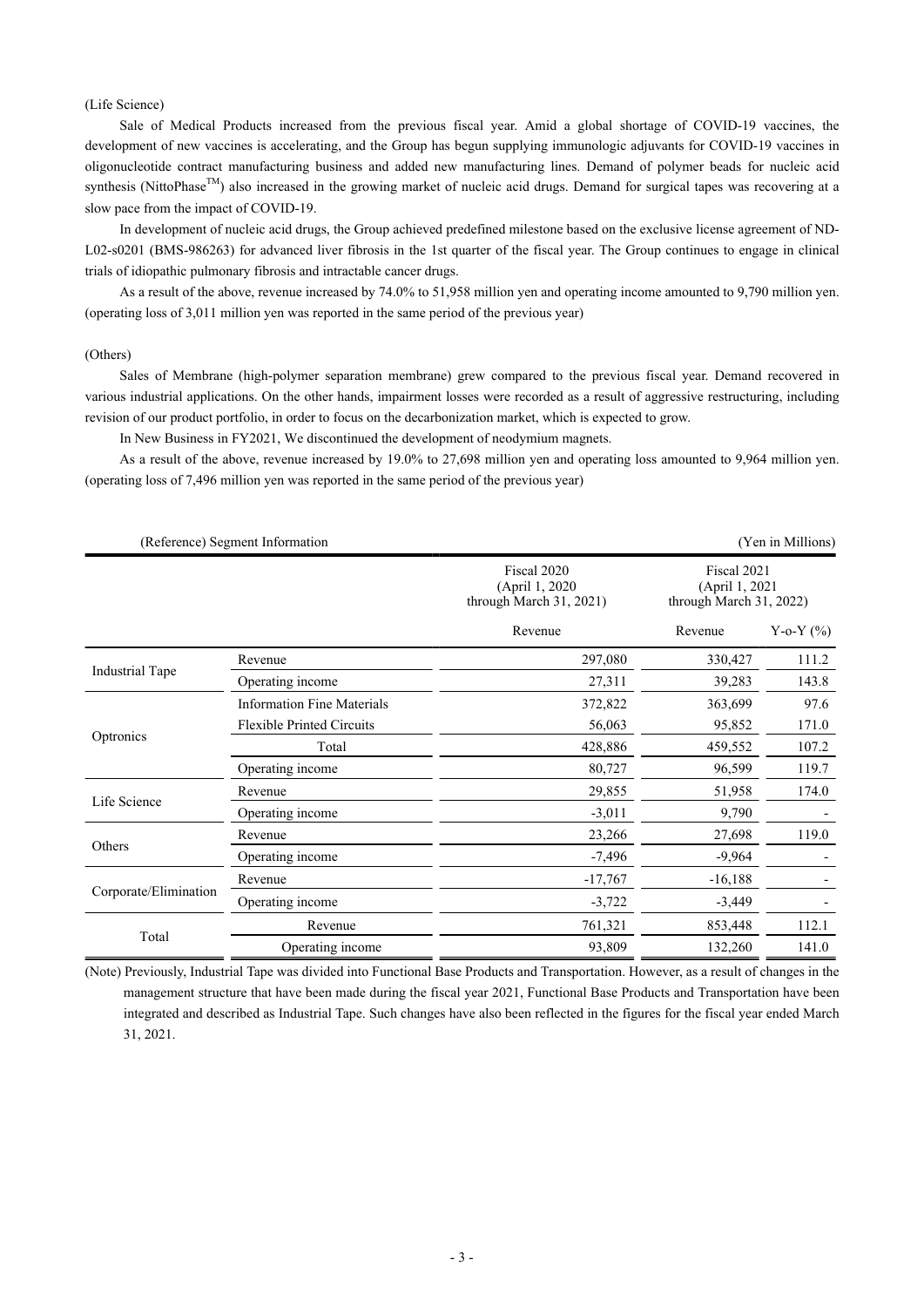(Life Science)

Sale of Medical Products increased from the previous fiscal year. Amid a global shortage of COVID-19 vaccines, the development of new vaccines is accelerating, and the Group has begun supplying immunologic adjuvants for COVID-19 vaccines in oligonucleotide contract manufacturing business and added new manufacturing lines. Demand of polymer beads for nucleic acid synthesis (NittoPhase™) also increased in the growing market of nucleic acid drugs. Demand for surgical tapes was recovering at a slow pace from the impact of COVID-19.

In development of nucleic acid drugs, the Group achieved predefined milestone based on the exclusive license agreement of ND-L02-s0201 (BMS-986263) for advanced liver fibrosis in the 1st quarter of the fiscal year. The Group continues to engage in clinical trials of idiopathic pulmonary fibrosis and intractable cancer drugs.

As a result of the above, revenue increased by 74.0% to 51,958 million yen and operating income amounted to 9,790 million yen. (operating loss of 3,011 million yen was reported in the same period of the previous year)

(Others)

Sales of Membrane (high-polymer separation membrane) grew compared to the previous fiscal year. Demand recovered in various industrial applications. On the other hands, impairment losses were recorded as a result of aggressive restructuring, including revision of our product portfolio, in order to focus on the decarbonization market, which is expected to grow.

In New Business in FY2021, We discontinued the development of neodymium magnets.

As a result of the above, revenue increased by 19.0% to 27,698 million yen and operating loss amounted to 9,964 million yen. (operating loss of 7,496 million yen was reported in the same period of the previous year)

(Reference) Segment Information (Yen in Millions)

| | | Fiscal 2020 (April 1, 2020 through March 31, 2021) | Fiscal 2021 (April 1, 2021 through March 31, 2022) | |
|---|---|---|---|---|
| | | Revenue | Revenue | Y-o-Y (%) |
| Industrial Tape | Revenue | 297,080 | 330,427 | 111.2 |
| | Operating income | 27,311 | 39,283 | 143.8 |
| Optronics | Information Fine Materials | 372,822 | 363,699 | 97.6 |
| | Flexible Printed Circuits | 56,063 | 95,852 | 171.0 |
| | Total | 428,886 | 459,552 | 107.2 |
| | Operating income | 80,727 | 96,599 | 119.7 |
| Life Science | Revenue | 29,855 | 51,958 | 174.0 |
| | Operating income | -3,011 | 9,790 | - |
| Others | Revenue | 23,266 | 27,698 | 119.0 |
| | Operating income | -7,496 | -9,964 | - |
| Corporate/Elimination | Revenue | -17,767 | -16,188 | - |
| | Operating income | -3,722 | -3,449 | - |
| Total | Revenue | 761,321 | 853,448 | 112.1 |
| | Operating income | 93,809 | 132,260 | 141.0 |

(Note) Previously, Industrial Tape was divided into Functional Base Products and Transportation. However, as a result of changes in the management structure that have been made during the fiscal year 2021, Functional Base Products and Transportation have been integrated and described as Industrial Tape. Such changes have also been reflected in the figures for the fiscal year ended March 31, 2021.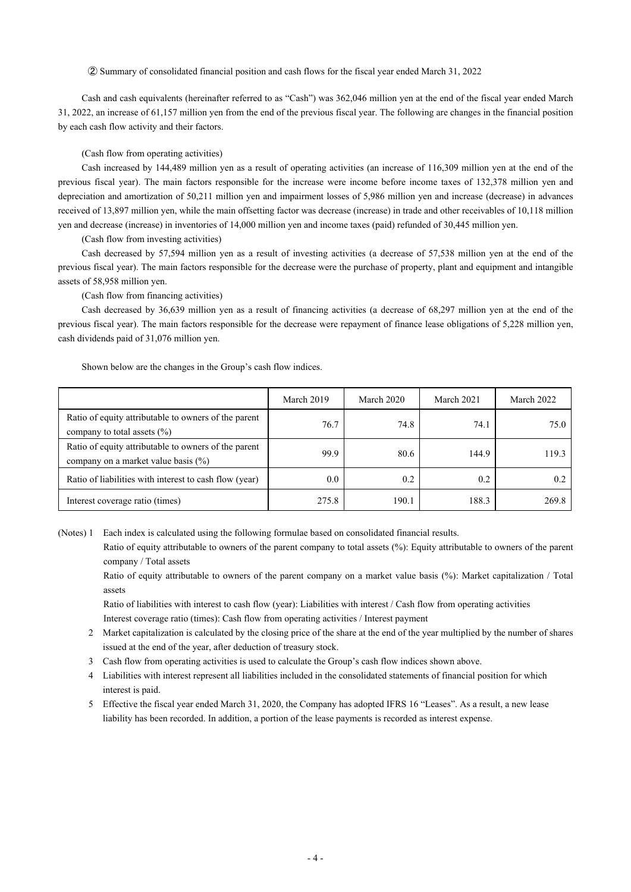② Summary of consolidated financial position and cash flows for the fiscal year ended March 31, 2022

Cash and cash equivalents (hereinafter referred to as "Cash") was 362,046 million yen at the end of the fiscal year ended March 31, 2022, an increase of 61,157 million yen from the end of the previous fiscal year. The following are changes in the financial position by each cash flow activity and their factors.

(Cash flow from operating activities)

Cash increased by 144,489 million yen as a result of operating activities (an increase of 116,309 million yen at the end of the previous fiscal year). The main factors responsible for the increase were income before income taxes of 132,378 million yen and depreciation and amortization of 50,211 million yen and impairment losses of 5,986 million yen and increase (decrease) in advances received of 13,897 million yen, while the main offsetting factor was decrease (increase) in trade and other receivables of 10,118 million yen and decrease (increase) in inventories of 14,000 million yen and income taxes (paid) refunded of 30,445 million yen.

(Cash flow from investing activities)

Cash decreased by 57,594 million yen as a result of investing activities (a decrease of 57,538 million yen at the end of the previous fiscal year). The main factors responsible for the decrease were the purchase of property, plant and equipment and intangible assets of 58,958 million yen.

(Cash flow from financing activities)

Cash decreased by 36,639 million yen as a result of financing activities (a decrease of 68,297 million yen at the end of the previous fiscal year). The main factors responsible for the decrease were repayment of finance lease obligations of 5,228 million yen, cash dividends paid of 31,076 million yen.

Shown below are the changes in the Group's cash flow indices.

| | March 2019 | March 2020 | March 2021 | March 2022 |
|---|---|---|---|---|
| Ratio of equity attributable to owners of the parent company to total assets (%) | 76.7 | 74.8 | 74.1 | 75.0 |
| Ratio of equity attributable to owners of the parent company on a market value basis (%) | 99.9 | 80.6 | 144.9 | 119.3 |
| Ratio of liabilities with interest to cash flow (year) | 0.0 | 0.2 | 0.2 | 0.2 |
| Interest coverage ratio (times) | 275.8 | 190.1 | 188.3 | 269.8 |

(Notes) 1 Each index is calculated using the following formulae based on consolidated financial results.

Ratio of equity attributable to owners of the parent company to total assets (%): Equity attributable to owners of the parent company / Total assets

Ratio of equity attributable to owners of the parent company on a market value basis (%): Market capitalization / Total assets

Ratio of liabilities with interest to cash flow (year): Liabilities with interest / Cash flow from operating activities

Interest coverage ratio (times): Cash flow from operating activities / Interest payment

2 Market capitalization is calculated by the closing price of the share at the end of the year multiplied by the number of shares issued at the end of the year, after deduction of treasury stock.

3 Cash flow from operating activities is used to calculate the Group's cash flow indices shown above.

4 Liabilities with interest represent all liabilities included in the consolidated statements of financial position for which interest is paid.

5 Effective the fiscal year ended March 31, 2020, the Company has adopted IFRS 16 "Leases". As a result, a new lease liability has been recorded. In addition, a portion of the lease payments is recorded as interest expense.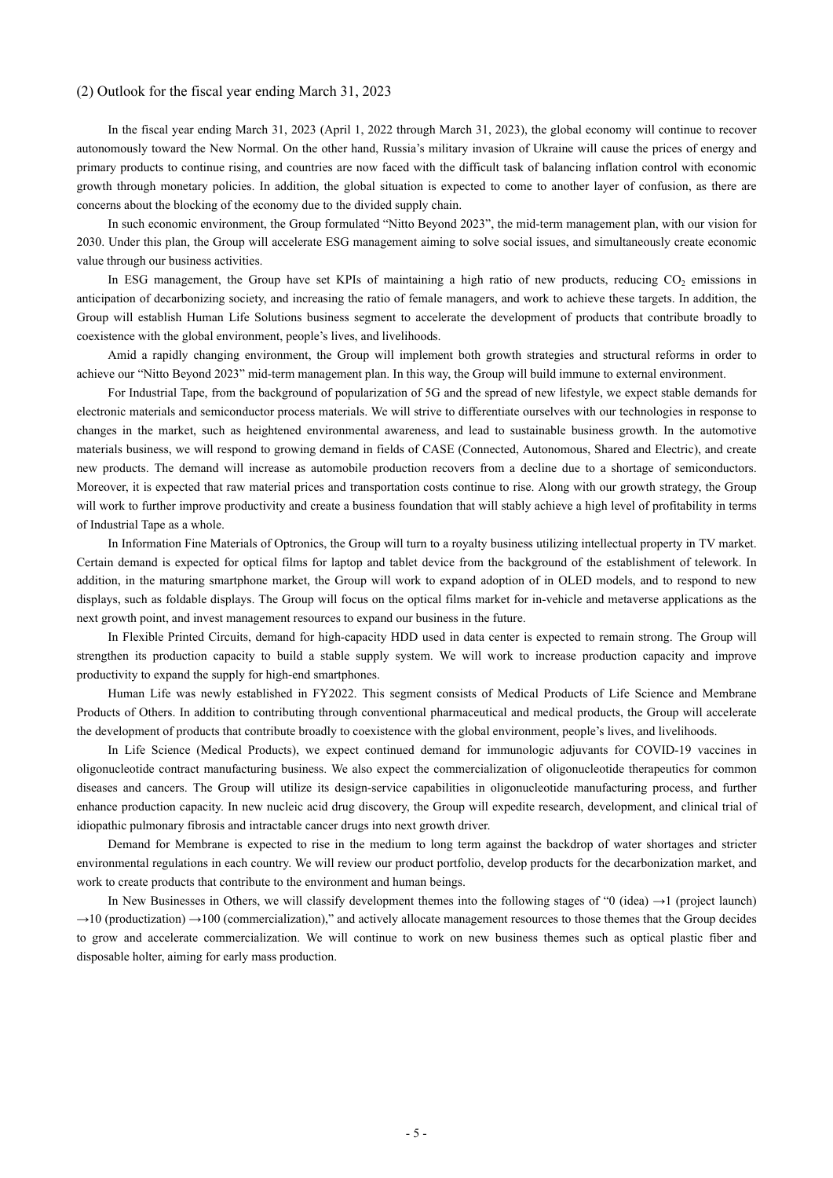### (2) Outlook for the fiscal year ending March 31, 2023

In the fiscal year ending March 31, 2023 (April 1, 2022 through March 31, 2023), the global economy will continue to recover autonomously toward the New Normal. On the other hand, Russia's military invasion of Ukraine will cause the prices of energy and primary products to continue rising, and countries are now faced with the difficult task of balancing inflation control with economic growth through monetary policies. In addition, the global situation is expected to come to another layer of confusion, as there are concerns about the blocking of the economy due to the divided supply chain.

In such economic environment, the Group formulated "Nitto Beyond 2023", the mid-term management plan, with our vision for 2030. Under this plan, the Group will accelerate ESG management aiming to solve social issues, and simultaneously create economic value through our business activities.

In ESG management, the Group have set KPIs of maintaining a high ratio of new products, reducing $CO_2$ emissions in anticipation of decarbonizing society, and increasing the ratio of female managers, and work to achieve these targets. In addition, the Group will establish Human Life Solutions business segment to accelerate the development of products that contribute broadly to coexistence with the global environment, people's lives, and livelihoods.

Amid a rapidly changing environment, the Group will implement both growth strategies and structural reforms in order to achieve our "Nitto Beyond 2023" mid-term management plan. In this way, the Group will build immune to external environment.

For Industrial Tape, from the background of popularization of 5G and the spread of new lifestyle, we expect stable demands for electronic materials and semiconductor process materials. We will strive to differentiate ourselves with our technologies in response to changes in the market, such as heightened environmental awareness, and lead to sustainable business growth. In the automotive materials business, we will respond to growing demand in fields of CASE (Connected, Autonomous, Shared and Electric), and create new products. The demand will increase as automobile production recovers from a decline due to a shortage of semiconductors. Moreover, it is expected that raw material prices and transportation costs continue to rise. Along with our growth strategy, the Group will work to further improve productivity and create a business foundation that will stably achieve a high level of profitability in terms of Industrial Tape as a whole.

In Information Fine Materials of Optronics, the Group will turn to a royalty business utilizing intellectual property in TV market. Certain demand is expected for optical films for laptop and tablet device from the background of the establishment of telework. In addition, in the maturing smartphone market, the Group will work to expand adoption of in OLED models, and to respond to new displays, such as foldable displays. The Group will focus on the optical films market for in-vehicle and metaverse applications as the next growth point, and invest management resources to expand our business in the future.

In Flexible Printed Circuits, demand for high-capacity HDD used in data center is expected to remain strong. The Group will strengthen its production capacity to build a stable supply system. We will work to increase production capacity and improve productivity to expand the supply for high-end smartphones.

Human Life was newly established in FY2022. This segment consists of Medical Products of Life Science and Membrane Products of Others. In addition to contributing through conventional pharmaceutical and medical products, the Group will accelerate the development of products that contribute broadly to coexistence with the global environment, people's lives, and livelihoods.

In Life Science (Medical Products), we expect continued demand for immunologic adjuvants for COVID-19 vaccines in oligonucleotide contract manufacturing business. We also expect the commercialization of oligonucleotide therapeutics for common diseases and cancers. The Group will utilize its design-service capabilities in oligonucleotide manufacturing process, and further enhance production capacity. In new nucleic acid drug discovery, the Group will expedite research, development, and clinical trial of idiopathic pulmonary fibrosis and intractable cancer drugs into next growth driver.

Demand for Membrane is expected to rise in the medium to long term against the backdrop of water shortages and stricter environmental regulations in each country. We will review our product portfolio, develop products for the decarbonization market, and work to create products that contribute to the environment and human beings.

In New Businesses in Others, we will classify development themes into the following stages of "0 (idea) →1 (project launch) →10 (productization) →100 (commercialization)," and actively allocate management resources to those themes that the Group decides to grow and accelerate commercialization. We will continue to work on new business themes such as optical plastic fiber and disposable holter, aiming for early mass production.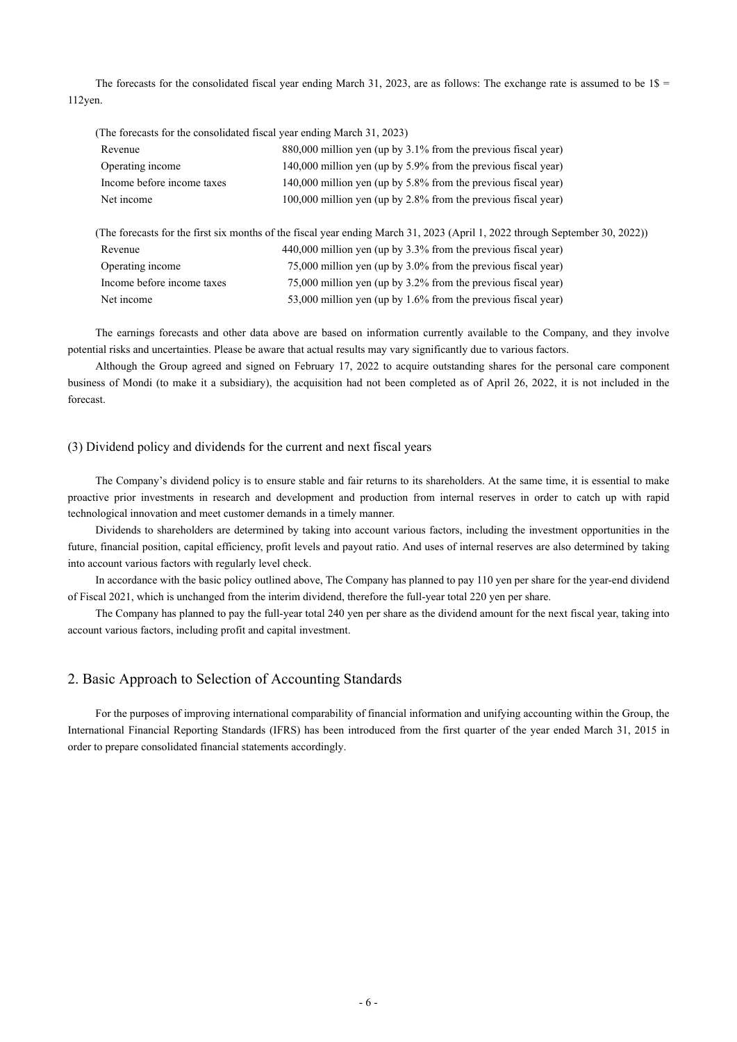The forecasts for the consolidated fiscal year ending March 31, 2023, are as follows: The exchange rate is assumed to be 1$ = 112yen.

(The forecasts for the consolidated fiscal year ending March 31, 2023)

| | |
|---|---|
| Revenue | 880,000 million yen (up by 3.1% from the previous fiscal year) |
| Operating income | 140,000 million yen (up by 5.9% from the previous fiscal year) |
| Income before income taxes | 140,000 million yen (up by 5.8% from the previous fiscal year) |
| Net income | 100,000 million yen (up by 2.8% from the previous fiscal year) |

(The forecasts for the first six months of the fiscal year ending March 31, 2023 (April 1, 2022 through September 30, 2022))

| | |
|---|---|
| Revenue | 440,000 million yen (up by 3.3% from the previous fiscal year) |
| Operating income | 75,000 million yen (up by 3.0% from the previous fiscal year) |
| Income before income taxes | 75,000 million yen (up by 3.2% from the previous fiscal year) |
| Net income | 53,000 million yen (up by 1.6% from the previous fiscal year) |

The earnings forecasts and other data above are based on information currently available to the Company, and they involve potential risks and uncertainties. Please be aware that actual results may vary significantly due to various factors.

Although the Group agreed and signed on February 17, 2022 to acquire outstanding shares for the personal care component business of Mondi (to make it a subsidiary), the acquisition had not been completed as of April 26, 2022, it is not included in the forecast.

### (3) Dividend policy and dividends for the current and next fiscal years

The Company's dividend policy is to ensure stable and fair returns to its shareholders. At the same time, it is essential to make proactive prior investments in research and development and production from internal reserves in order to catch up with rapid technological innovation and meet customer demands in a timely manner.

Dividends to shareholders are determined by taking into account various factors, including the investment opportunities in the future, financial position, capital efficiency, profit levels and payout ratio. And uses of internal reserves are also determined by taking into account various factors with regularly level check.

In accordance with the basic policy outlined above, The Company has planned to pay 110 yen per share for the year-end dividend of Fiscal 2021, which is unchanged from the interim dividend, therefore the full-year total 220 yen per share.

The Company has planned to pay the full-year total 240 yen per share as the dividend amount for the next fiscal year, taking into account various factors, including profit and capital investment.

## 2. Basic Approach to Selection of Accounting Standards

For the purposes of improving international comparability of financial information and unifying accounting within the Group, the International Financial Reporting Standards (IFRS) has been introduced from the first quarter of the year ended March 31, 2015 in order to prepare consolidated financial statements accordingly.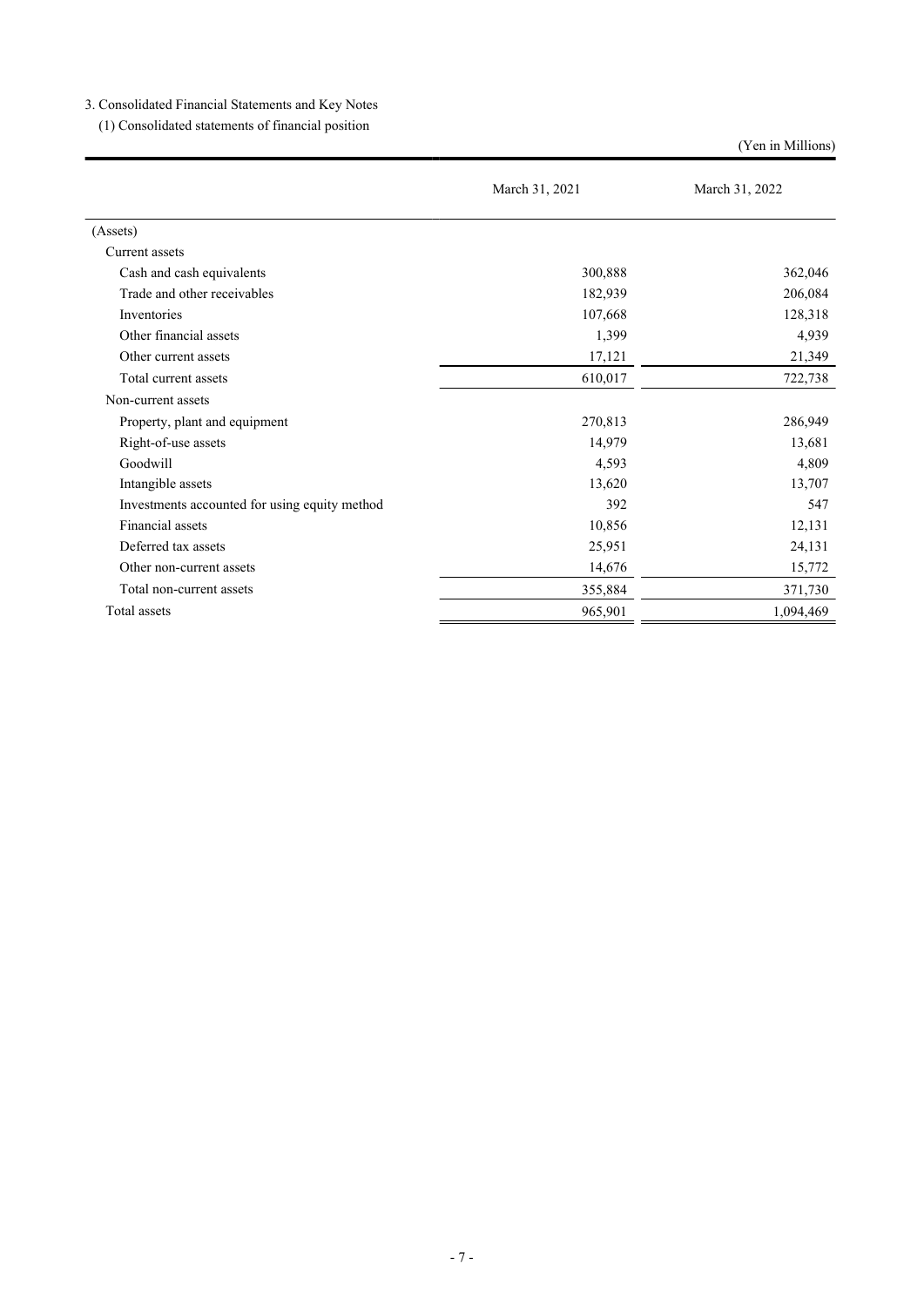3. Consolidated Financial Statements and Key Notes

(1) Consolidated statements of financial position

(Yen in Millions)

| | March 31, 2021 | March 31, 2022 |
|---|---|---|
| (Assets) | | |
| Current assets | | |
| Cash and cash equivalents | 300,888 | 362,046 |
| Trade and other receivables | 182,939 | 206,084 |
| Inventories | 107,668 | 128,318 |
| Other financial assets | 1,399 | 4,939 |
| Other current assets | 17,121 | 21,349 |
| Total current assets | 610,017 | 722,738 |
| Non-current assets | | |
| Property, plant and equipment | 270,813 | 286,949 |
| Right-of-use assets | 14,979 | 13,681 |
| Goodwill | 4,593 | 4,809 |
| Intangible assets | 13,620 | 13,707 |
| Investments accounted for using equity method | 392 | 547 |
| Financial assets | 10,856 | 12,131 |
| Deferred tax assets | 25,951 | 24,131 |
| Other non-current assets | 14,676 | 15,772 |
| Total non-current assets | 355,884 | 371,730 |
| Total assets | 965,901 | 1,094,469 |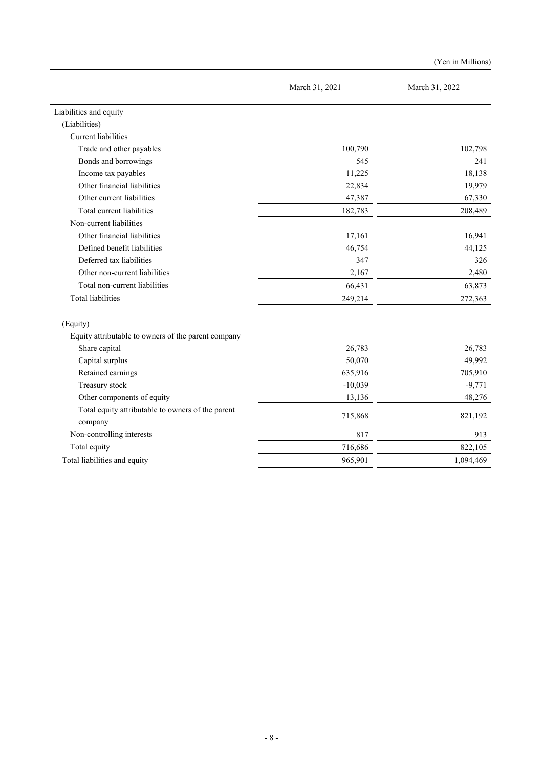(Yen in Millions)

| | March 31, 2021 | March 31, 2022 |
|---|---|---|
| Liabilities and equity | | |
| (Liabilities) | | |
| Current liabilities | | |
| Trade and other payables | 100,790 | 102,798 |
| Bonds and borrowings | 545 | 241 |
| Income tax payables | 11,225 | 18,138 |
| Other financial liabilities | 22,834 | 19,979 |
| Other current liabilities | 47,387 | 67,330 |
| Total current liabilities | 182,783 | 208,489 |
| Non-current liabilities | | |
| Other financial liabilities | 17,161 | 16,941 |
| Defined benefit liabilities | 46,754 | 44,125 |
| Deferred tax liabilities | 347 | 326 |
| Other non-current liabilities | 2,167 | 2,480 |
| Total non-current liabilities | 66,431 | 63,873 |
| Total liabilities | 249,214 | 272,363 |
| (Equity) | | |
| Equity attributable to owners of the parent company | | |
| Share capital | 26,783 | 26,783 |
| Capital surplus | 50,070 | 49,992 |
| Retained earnings | 635,916 | 705,910 |
| Treasury stock | -10,039 | -9,771 |
| Other components of equity | 13,136 | 48,276 |
| Total equity attributable to owners of the parent company | 715,868 | 821,192 |
| Non-controlling interests | 817 | 913 |
| Total equity | 716,686 | 822,105 |
| Total liabilities and equity | 965,901 | 1,094,469 |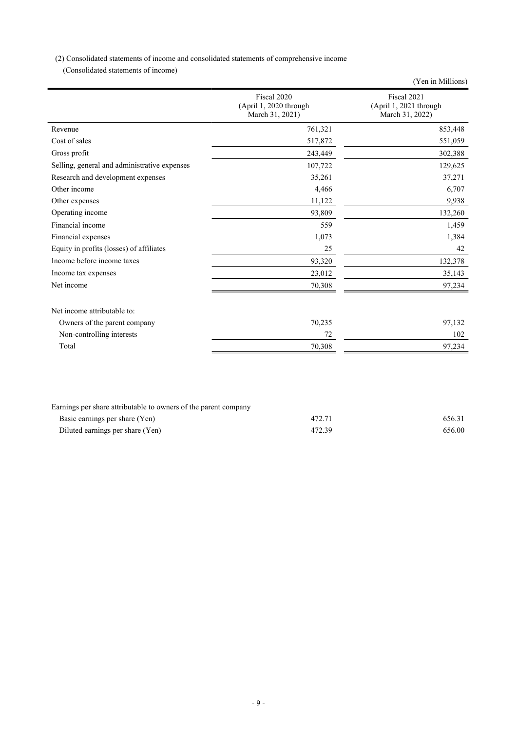(2) Consolidated statements of income and consolidated statements of comprehensive income

(Consolidated statements of income)

(Yen in Millions)

| | Fiscal 2020 (April 1, 2020 through March 31, 2021) | Fiscal 2021 (April 1, 2021 through March 31, 2022) |
|---|---|---|
| Revenue | 761,321 | 853,448 |
| Cost of sales | 517,872 | 551,059 |
| Gross profit | 243,449 | 302,388 |
| Selling, general and administrative expenses | 107,722 | 129,625 |
| Research and development expenses | 35,261 | 37,271 |
| Other income | 4,466 | 6,707 |
| Other expenses | 11,122 | 9,938 |
| Operating income | 93,809 | 132,260 |
| Financial income | 559 | 1,459 |
| Financial expenses | 1,073 | 1,384 |
| Equity in profits (losses) of affiliates | 25 | 42 |
| Income before income taxes | 93,320 | 132,378 |
| Income tax expenses | 23,012 | 35,143 |
| Net income | 70,308 | 97,234 |
| | | |
| Net income attributable to: | | |
| Owners of the parent company | 70,235 | 97,132 |
| Non-controlling interests | 72 | 102 |
| Total | 70,308 | 97,234 |
| | | |
| Earnings per share attributable to owners of the parent company | | |
| Basic earnings per share (Yen) | 472.71 | 656.31 |
| Diluted earnings per share (Yen) | 472.39 | 656.00 |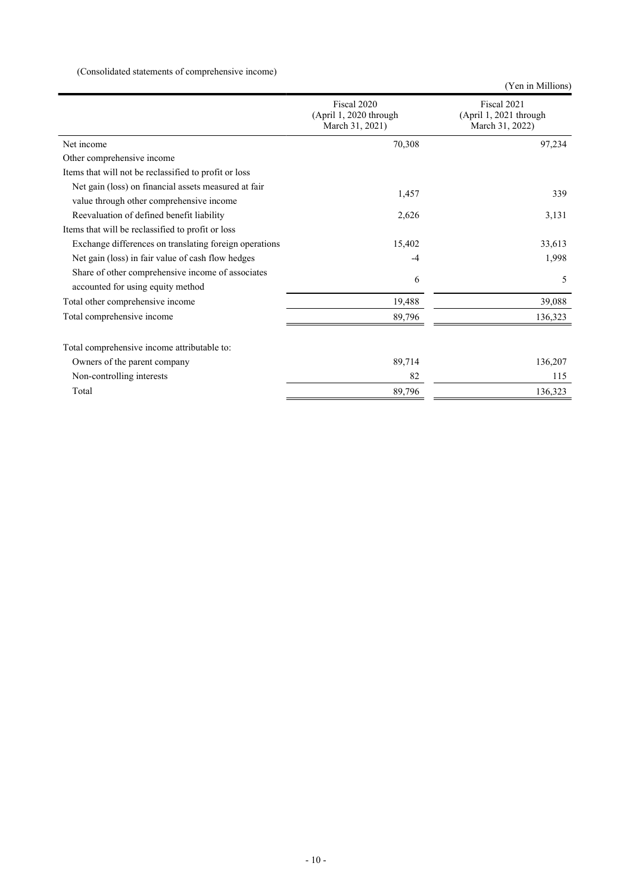(Consolidated statements of comprehensive income)

(Yen in Millions)

| | Fiscal 2020 (April 1, 2020 through March 31, 2021) | Fiscal 2021 (April 1, 2021 through March 31, 2022) |
|---|---|---|
| Net income | 70,308 | 97,234 |
| Other comprehensive income | | |
| Items that will not be reclassified to profit or loss | | |
| Net gain (loss) on financial assets measured at fair value through other comprehensive income | 1,457 | 339 |
| Reevaluation of defined benefit liability | 2,626 | 3,131 |
| Items that will be reclassified to profit or loss | | |
| Exchange differences on translating foreign operations | 15,402 | 33,613 |
| Net gain (loss) in fair value of cash flow hedges | -4 | 1,998 |
| Share of other comprehensive income of associates accounted for using equity method | 6 | 5 |
| Total other comprehensive income | 19,488 | 39,088 |
| Total comprehensive income | 89,796 | 136,323 |
| | | |
| Total comprehensive income attributable to: | | |
| Owners of the parent company | 89,714 | 136,207 |
| Non-controlling interests | 82 | 115 |
| Total | 89,796 | 136,323 |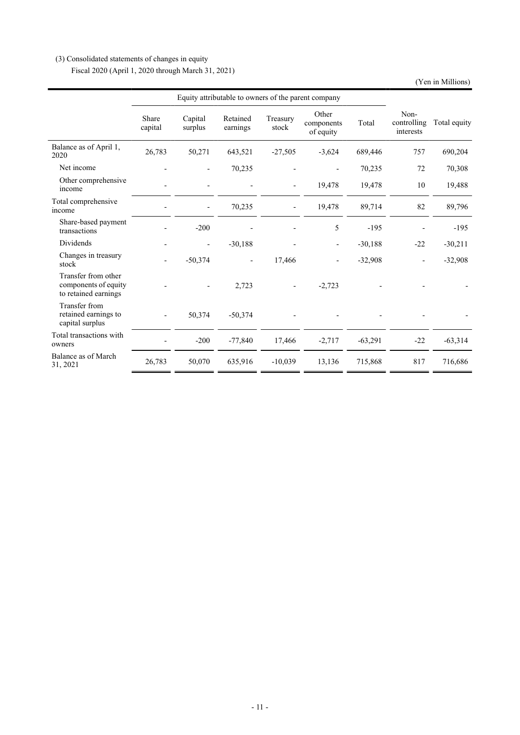(3) Consolidated statements of changes in equity

Fiscal 2020 (April 1, 2020 through March 31, 2021)

(Yen in Millions)

| | Equity attributable to owners of the parent company | | | | | | | |
|---|---|---|---|---|---|---|---|---|
| | Share capital | Capital surplus | Retained earnings | Treasury stock | Other components of equity | Total | Non-controlling interests | Total equity |
| Balance as of April 1, 2020 | 26,783 | 50,271 | 643,521 | -27,505 | -3,624 | 689,446 | 757 | 690,204 |
| Net income | - | - | 70,235 | - | - | 70,235 | 72 | 70,308 |
| Other comprehensive income | - | - | - | - | 19,478 | 19,478 | 10 | 19,488 |
| Total comprehensive income | - | - | 70,235 | - | 19,478 | 89,714 | 82 | 89,796 |
| Share-based payment transactions | - | -200 | - | - | 5 | -195 | - | -195 |
| Dividends | - | - | -30,188 | - | - | -30,188 | -22 | -30,211 |
| Changes in treasury stock | - | -50,374 | - | 17,466 | - | -32,908 | - | -32,908 |
| Transfer from other components of equity to retained earnings | - | - | 2,723 | - | -2,723 | - | - | - |
| Transfer from retained earnings to capital surplus | - | 50,374 | -50,374 | - | - | - | - | - |
| Total transactions with owners | - | -200 | -77,840 | 17,466 | -2,717 | -63,291 | -22 | -63,314 |
| Balance as of March 31, 2021 | 26,783 | 50,070 | 635,916 | -10,039 | 13,136 | 715,868 | 817 | 716,686 |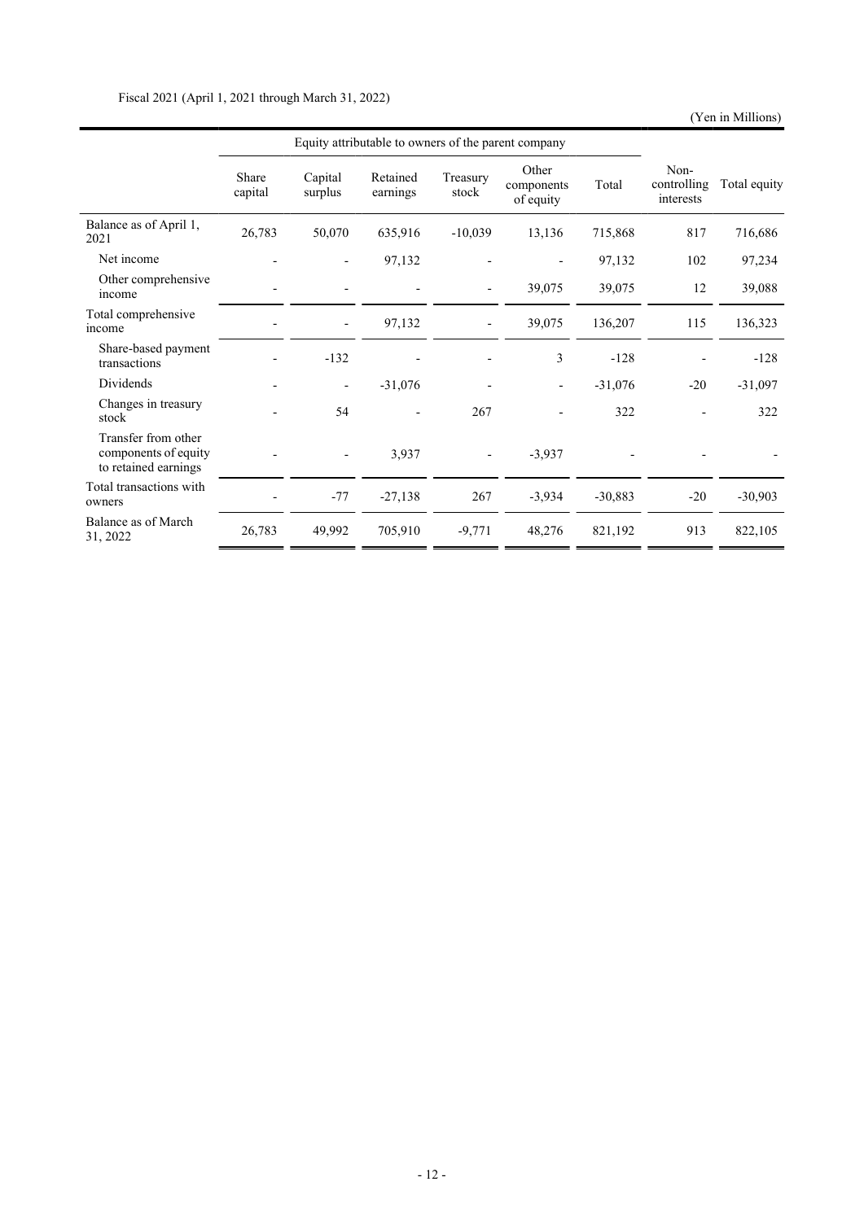Fiscal 2021 (April 1, 2021 through March 31, 2022)

(Yen in Millions)

| | Equity attributable to owners of the parent company | | | | | | | |
|---|---|---|---|---|---|---|---|---|
| | Share capital | Capital surplus | Retained earnings | Treasury stock | Other components of equity | Total | Non-controlling interests | Total equity |
| Balance as of April 1, 2021 | 26,783 | 50,070 | 635,916 | -10,039 | 13,136 | 715,868 | 817 | 716,686 |
| Net income | - | - | 97,132 | - | - | 97,132 | 102 | 97,234 |
| Other comprehensive income | - | - | - | - | 39,075 | 39,075 | 12 | 39,088 |
| Total comprehensive income | - | - | 97,132 | - | 39,075 | 136,207 | 115 | 136,323 |
| Share-based payment transactions | - | -132 | - | - | 3 | -128 | - | -128 |
| Dividends | - | - | -31,076 | - | - | -31,076 | -20 | -31,097 |
| Changes in treasury stock | - | 54 | - | 267 | - | 322 | - | 322 |
| Transfer from other components of equity to retained earnings | - | - | 3,937 | - | -3,937 | - | - | - |
| Total transactions with owners | - | -77 | -27,138 | 267 | -3,934 | -30,883 | -20 | -30,903 |
| Balance as of March 31, 2022 | 26,783 | 49,992 | 705,910 | -9,771 | 48,276 | 821,192 | 913 | 822,105 |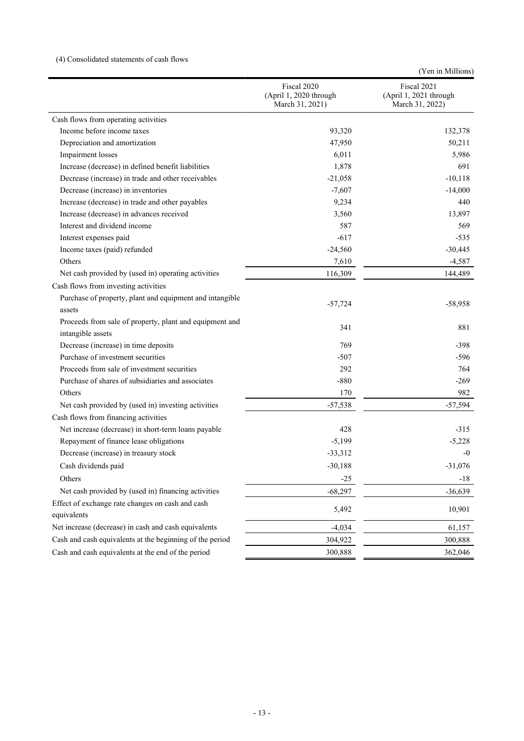(4) Consolidated statements of cash flows

(Yen in Millions)

| | Fiscal 2020 (April 1, 2020 through March 31, 2021) | Fiscal 2021 (April 1, 2021 through March 31, 2022) |
|---|---|---|
| Cash flows from operating activities | | |
| Income before income taxes | 93,320 | 132,378 |
| Depreciation and amortization | 47,950 | 50,211 |
| Impairment losses | 6,011 | 5,986 |
| Increase (decrease) in defined benefit liabilities | 1,878 | 691 |
| Decrease (increase) in trade and other receivables | -21,058 | -10,118 |
| Decrease (increase) in inventories | -7,607 | -14,000 |
| Increase (decrease) in trade and other payables | 9,234 | 440 |
| Increase (decrease) in advances received | 3,560 | 13,897 |
| Interest and dividend income | 587 | 569 |
| Interest expenses paid | -617 | -535 |
| Income taxes (paid) refunded | -24,560 | -30,445 |
| Others | 7,610 | -4,587 |
| Net cash provided by (used in) operating activities | 116,309 | 144,489 |
| Cash flows from investing activities | | |
| Purchase of property, plant and equipment and intangible assets | -57,724 | -58,958 |
| Proceeds from sale of property, plant and equipment and intangible assets | 341 | 881 |
| Decrease (increase) in time deposits | 769 | -398 |
| Purchase of investment securities | -507 | -596 |
| Proceeds from sale of investment securities | 292 | 764 |
| Purchase of shares of subsidiaries and associates | -880 | -269 |
| Others | 170 | 982 |
| Net cash provided by (used in) investing activities | -57,538 | -57,594 |
| Cash flows from financing activities | | |
| Net increase (decrease) in short-term loans payable | 428 | -315 |
| Repayment of finance lease obligations | -5,199 | -5,228 |
| Decrease (increase) in treasury stock | -33,312 | -0 |
| Cash dividends paid | -30,188 | -31,076 |
| Others | -25 | -18 |
| Net cash provided by (used in) financing activities | -68,297 | -36,639 |
| Effect of exchange rate changes on cash and cash equivalents | 5,492 | 10,901 |
| Net increase (decrease) in cash and cash equivalents | -4,034 | 61,157 |
| Cash and cash equivalents at the beginning of the period | 304,922 | 300,888 |
| Cash and cash equivalents at the end of the period | 300,888 | 362,046 |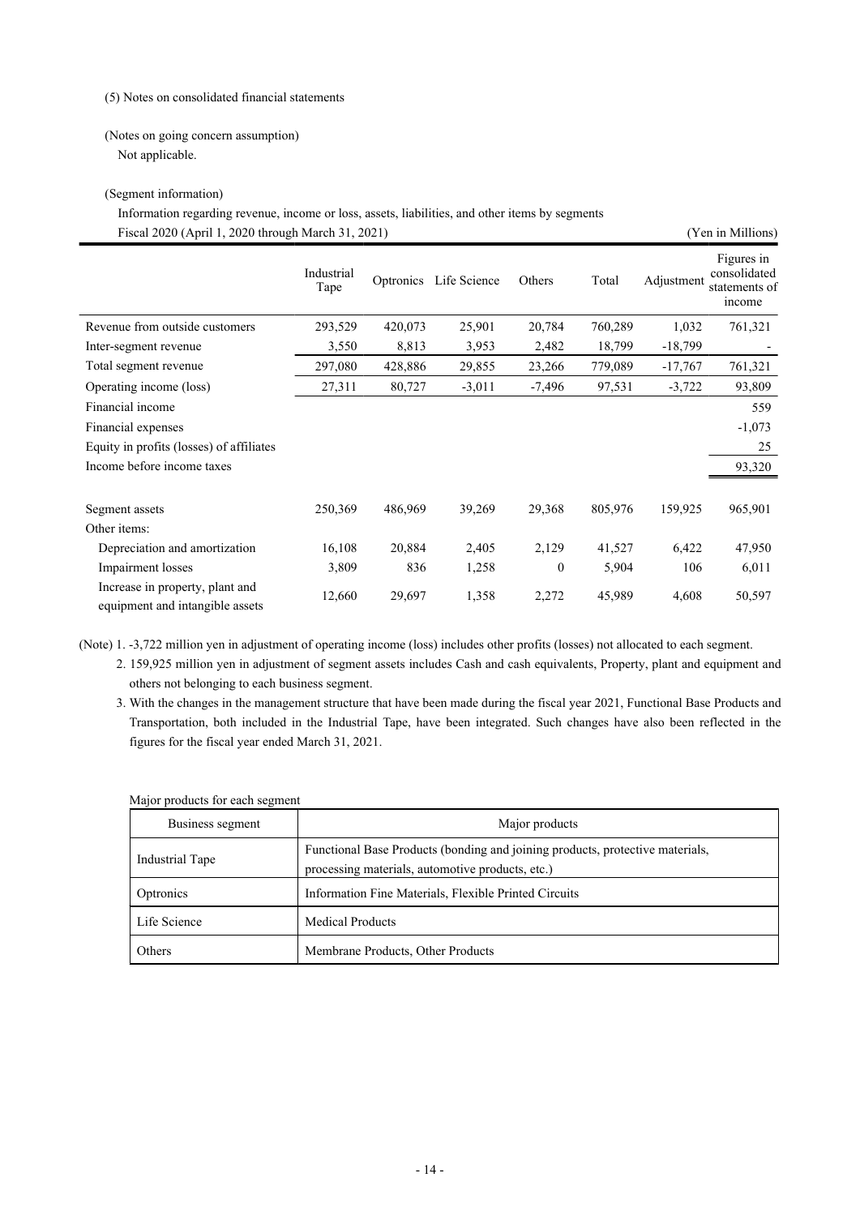(5) Notes on consolidated financial statements

(Notes on going concern assumption)

Not applicable.

(Segment information)

Information regarding revenue, income or loss, assets, liabilities, and other items by segments

Fiscal 2020 (April 1, 2020 through March 31, 2021) (Yen in Millions)

| | Industrial Tape | Optronics | Life Science | Others | Total | Adjustment | Figures in consolidated statements of income |
|---|---|---|---|---|---|---|---|
| Revenue from outside customers | 293,529 | 420,073 | 25,901 | 20,784 | 760,289 | 1,032 | 761,321 |
| Inter-segment revenue | 3,550 | 8,813 | 3,953 | 2,482 | 18,799 | -18,799 | - |
| Total segment revenue | 297,080 | 428,886 | 29,855 | 23,266 | 779,089 | -17,767 | 761,321 |
| Operating income (loss) | 27,311 | 80,727 | -3,011 | -7,496 | 97,531 | -3,722 | 93,809 |
| Financial income | | | | | | | 559 |
| Financial expenses | | | | | | | -1,073 |
| Equity in profits (losses) of affiliates | | | | | | | 25 |
| Income before income taxes | | | | | | | 93,320 |
| Segment assets | 250,369 | 486,969 | 39,269 | 29,368 | 805,976 | 159,925 | 965,901 |
| Other items: | | | | | | | |
| Depreciation and amortization | 16,108 | 20,884 | 2,405 | 2,129 | 41,527 | 6,422 | 47,950 |
| Impairment losses | 3,809 | 836 | 1,258 | 0 | 5,904 | 106 | 6,011 |
| Increase in property, plant and equipment and intangible assets | 12,660 | 29,697 | 1,358 | 2,272 | 45,989 | 4,608 | 50,597 |

(Note) 1. -3,722 million yen in adjustment of operating income (loss) includes other profits (losses) not allocated to each segment.

2. 159,925 million yen in adjustment of segment assets includes Cash and cash equivalents, Property, plant and equipment and others not belonging to each business segment.

3. With the changes in the management structure that have been made during the fiscal year 2021, Functional Base Products and Transportation, both included in the Industrial Tape, have been integrated. Such changes have also been reflected in the figures for the fiscal year ended March 31, 2021.

Major products for each segment

| Business segment | Major products |
|---|---|
| Industrial Tape | Functional Base Products (bonding and joining products, protective materials, processing materials, automotive products, etc.) |
| Optronics | Information Fine Materials, Flexible Printed Circuits |
| Life Science | Medical Products |
| Others | Membrane Products, Other Products |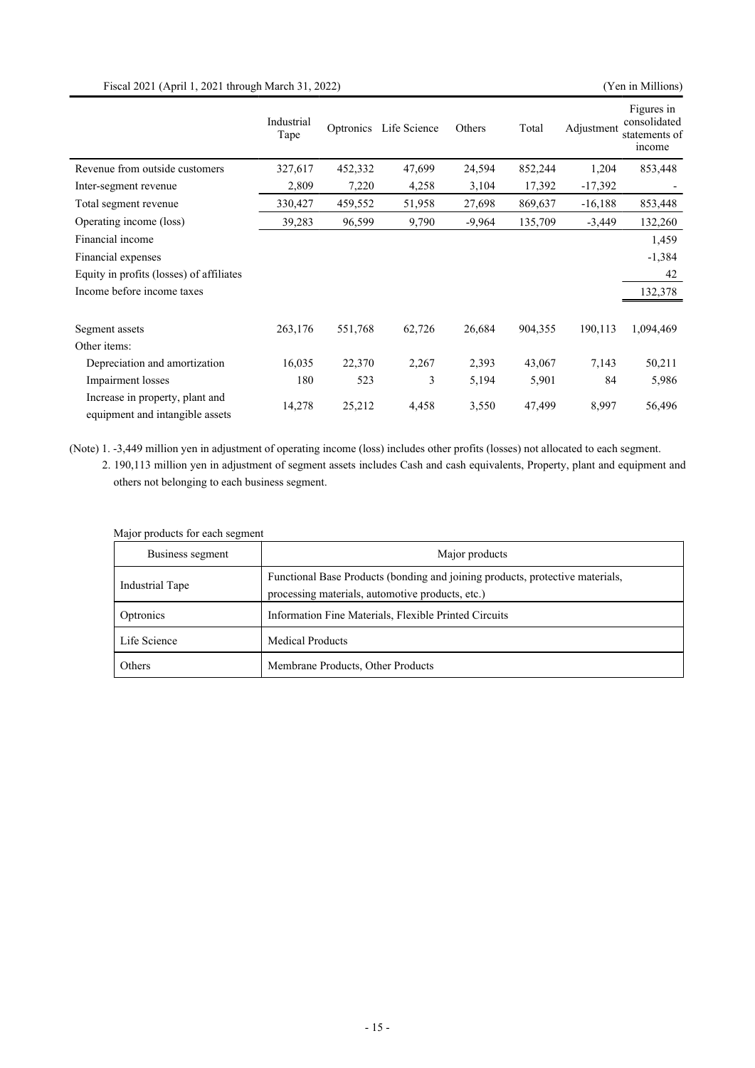Fiscal 2021 (April 1, 2021 through March 31, 2022) (Yen in Millions)

| | Industrial Tape | Optronics | Life Science | Others | Total | Adjustment | Figures in consolidated statements of income |
|---|---|---|---|---|---|---|---|
| Revenue from outside customers | 327,617 | 452,332 | 47,699 | 24,594 | 852,244 | 1,204 | 853,448 |
| Inter-segment revenue | 2,809 | 7,220 | 4,258 | 3,104 | 17,392 | -17,392 | - |
| Total segment revenue | 330,427 | 459,552 | 51,958 | 27,698 | 869,637 | -16,188 | 853,448 |
| Operating income (loss) | 39,283 | 96,599 | 9,790 | -9,964 | 135,709 | -3,449 | 132,260 |
| Financial income | | | | | | | 1,459 |
| Financial expenses | | | | | | | -1,384 |
| Equity in profits (losses) of affiliates | | | | | | | 42 |
| Income before income taxes | | | | | | | 132,378 |
| Segment assets | 263,176 | 551,768 | 62,726 | 26,684 | 904,355 | 190,113 | 1,094,469 |
| Other items: | | | | | | | |
| Depreciation and amortization | 16,035 | 22,370 | 2,267 | 2,393 | 43,067 | 7,143 | 50,211 |
| Impairment losses | 180 | 523 | 3 | 5,194 | 5,901 | 84 | 5,986 |
| Increase in property, plant and equipment and intangible assets | 14,278 | 25,212 | 4,458 | 3,550 | 47,499 | 8,997 | 56,496 |

(Note) 1. -3,449 million yen in adjustment of operating income (loss) includes other profits (losses) not allocated to each segment.

2. 190,113 million yen in adjustment of segment assets includes Cash and cash equivalents, Property, plant and equipment and others not belonging to each business segment.

Major products for each segment

| Business segment | Major products |
|---|---|
| Industrial Tape | Functional Base Products (bonding and joining products, protective materials, processing materials, automotive products, etc.) |
| Optronics | Information Fine Materials, Flexible Printed Circuits |
| Life Science | Medical Products |
| Others | Membrane Products, Other Products |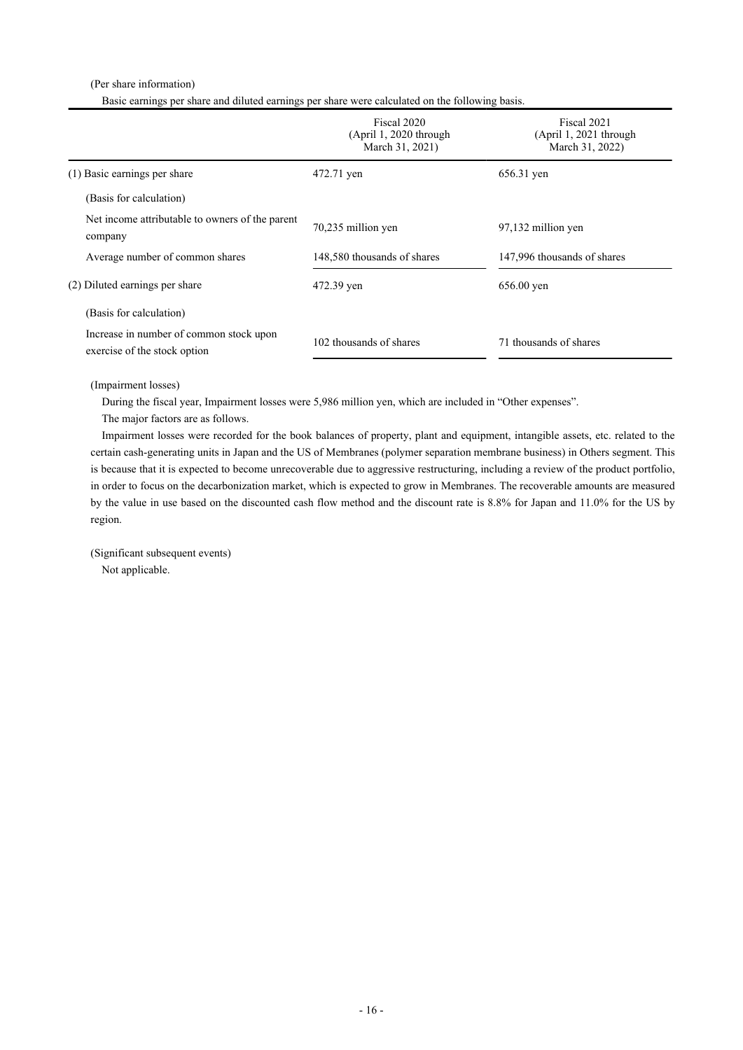(Per share information)

Basic earnings per share and diluted earnings per share were calculated on the following basis.

| | Fiscal 2020 (April 1, 2020 through March 31, 2021) | Fiscal 2021 (April 1, 2021 through March 31, 2022) |
|---|---|---|
| (1) Basic earnings per share | 472.71 yen | 656.31 yen |
| (Basis for calculation) | | |
| Net income attributable to owners of the parent company | 70,235 million yen | 97,132 million yen |
| Average number of common shares | 148,580 thousands of shares | 147,996 thousands of shares |
| (2) Diluted earnings per share | 472.39 yen | 656.00 yen |
| (Basis for calculation) | | |
| Increase in number of common stock upon exercise of the stock option | 102 thousands of shares | 71 thousands of shares |

(Impairment losses)

During the fiscal year, Impairment losses were 5,986 million yen, which are included in "Other expenses".

The major factors are as follows.

Impairment losses were recorded for the book balances of property, plant and equipment, intangible assets, etc. related to the certain cash-generating units in Japan and the US of Membranes (polymer separation membrane business) in Others segment. This is because that it is expected to become unrecoverable due to aggressive restructuring, including a review of the product portfolio, in order to focus on the decarbonization market, which is expected to grow in Membranes. The recoverable amounts are measured by the value in use based on the discounted cash flow method and the discount rate is 8.8% for Japan and 11.0% for the US by region.

(Significant subsequent events)

Not applicable.